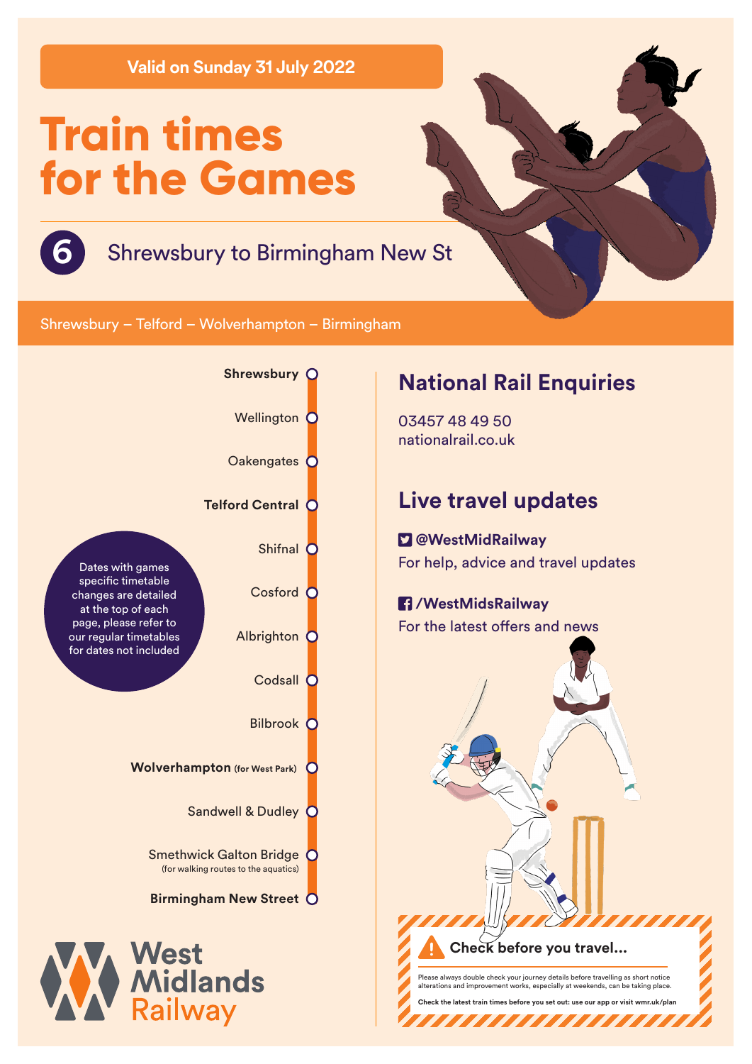**Valid on Sunday 31 July 2022**

# Train times for the Games

## 6 Shrewsbury to Birmingham New St

Shrewsbury – Telford – Wolverhampton – Birmingham

- **Shrewsbury**
- Wellington
- Oakengates
- **Telford Central**
- Shifnal
- Cosford
- Albrighton
- Codsall
- Bilbrook
- **Wolverhampton** (for West Park)
- Sandwell & Dudley
- Smethwick Galton Bridge (for walking routes to the aquatics)
- **Birmingham New Street**

Dates with games specific timetable changes are detailed at the top of each page, please refer to our regular timetables for dates not included

West Midlands Railway

## National Rail Enquiries

03457 48 49 50
nationalrail.co.uk

## Live travel updates

**@WestMidRailway**
For help, advice and travel updates

**/WestMidsRailway**
For the latest offers and news

**Check before you travel...**

Please always double check your journey details before travelling as short notice alterations and improvement works, especially at weekends, can be taking place.

**Check the latest train times before you set out: use our app or visit wmr.uk/plan**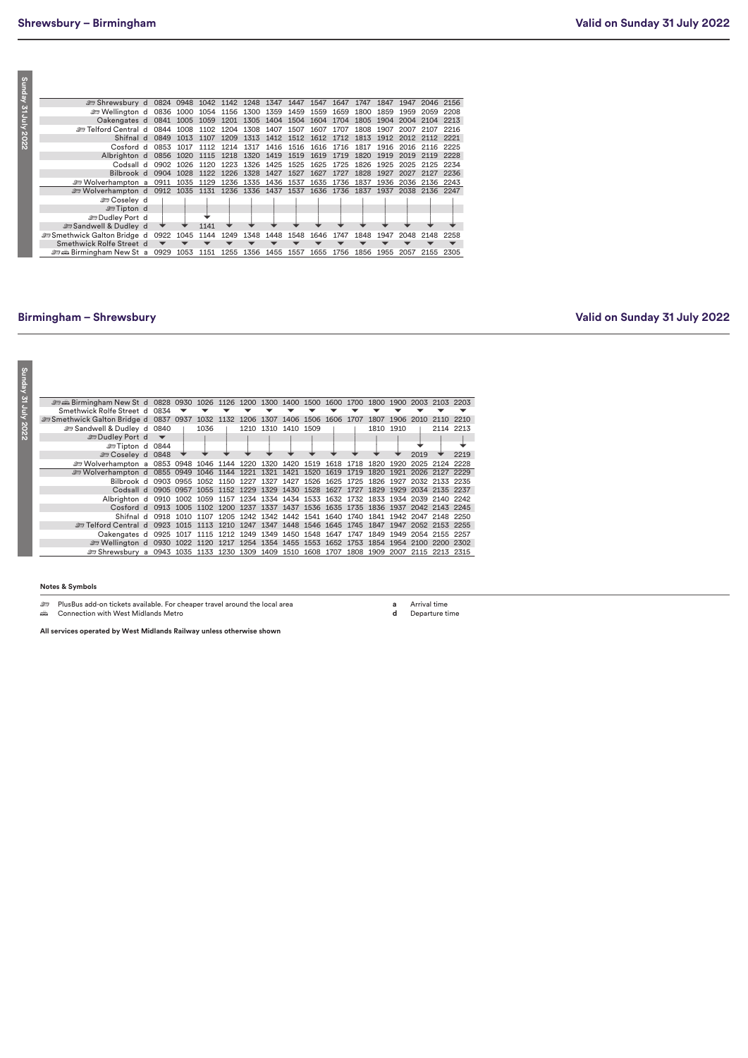## Shrewsbury – Birmingham

**Valid on Sunday 31 July 2022**

Sunday 31 July 2022

| | | | | | | | | | | | | | | | |
|---|---|---|---|---|---|---|---|---|---|---|---|---|---|---|---|
| Shrewsbury | d | 0824 | 0948 | 1042 | 1142 | 1248 | 1347 | 1447 | 1547 | 1647 | 1747 | 1847 | 1947 | 2046 | 2156 |
| Wellington | d | 0836 | 1000 | 1054 | 1156 | 1300 | 1359 | 1459 | 1559 | 1659 | 1800 | 1859 | 1959 | 2059 | 2208 |
| Oakengates | d | 0841 | 1005 | 1059 | 1201 | 1305 | 1404 | 1504 | 1604 | 1704 | 1805 | 1904 | 2004 | 2104 | 2213 |
| Telford Central | d | 0844 | 1008 | 1102 | 1204 | 1308 | 1407 | 1507 | 1607 | 1707 | 1808 | 1907 | 2007 | 2107 | 2216 |
| Shifnal | d | 0849 | 1013 | 1107 | 1209 | 1313 | 1412 | 1512 | 1612 | 1712 | 1813 | 1912 | 2012 | 2112 | 2221 |
| Cosford | d | 0853 | 1017 | 1112 | 1214 | 1317 | 1416 | 1516 | 1616 | 1716 | 1817 | 1916 | 2016 | 2116 | 2225 |
| Albrighton | d | 0856 | 1020 | 1115 | 1218 | 1320 | 1419 | 1519 | 1619 | 1719 | 1820 | 1919 | 2019 | 2119 | 2228 |
| Codsall | d | 0902 | 1026 | 1120 | 1223 | 1326 | 1425 | 1525 | 1625 | 1725 | 1826 | 1925 | 2025 | 2125 | 2234 |
| Bilbrook | d | 0904 | 1028 | 1122 | 1226 | 1328 | 1427 | 1527 | 1627 | 1727 | 1828 | 1927 | 2027 | 2127 | 2236 |
| Wolverhampton | a | 0911 | 1035 | 1129 | 1236 | 1335 | 1436 | 1537 | 1635 | 1736 | 1837 | 1936 | 2036 | 2136 | 2243 |
| Wolverhampton | d | 0912 | 1035 | 1131 | 1236 | 1336 | 1437 | 1537 | 1636 | 1736 | 1837 | 1937 | 2038 | 2136 | 2247 |
| Coseley | d | \| | \| | \| | \| | \| | \| | \| | \| | \| | \| | \| | \| | \| | \| |
| Tipton | d | \| | \| | \| | \| | \| | \| | \| | \| | \| | \| | \| | \| | \| | \| |
| Dudley Port | d | \| | \| | ▼ | \| | \| | \| | \| | \| | \| | \| | \| | \| | \| | \| |
| Sandwell & Dudley | d | ▼ | ▼ | 1141 | ▼ | ▼ | ▼ | ▼ | ▼ | ▼ | ▼ | ▼ | ▼ | ▼ | ▼ |
| Smethwick Galton Bridge | d | 0922 | 1045 | 1144 | 1249 | 1348 | 1448 | 1548 | 1646 | 1747 | 1848 | 1947 | 2048 | 2148 | 2258 |
| Smethwick Rolfe Street | d | ▼ | ▼ | ▼ | ▼ | ▼ | ▼ | ▼ | ▼ | ▼ | ▼ | ▼ | ▼ | ▼ | ▼ |
| Birmingham New St | a | 0929 | 1053 | 1151 | 1255 | 1356 | 1455 | 1557 | 1655 | 1756 | 1856 | 1955 | 2057 | 2155 | 2305 |

## Birmingham – Shrewsbury

**Valid on Sunday 31 July 2022**

Sunday 31 July 2022

| | | | | | | | | | | | | | | | | |
|---|---|---|---|---|---|---|---|---|---|---|---|---|---|---|---|---|
| Birmingham New St | d | 0828 | 0930 | 1026 | 1126 | 1200 | 1300 | 1400 | 1500 | 1600 | 1700 | 1800 | 1900 | 2003 | 2103 | 2203 |
| Smethwick Rolfe Street | d | 0834 | ▼ | ▼ | ▼ | ▼ | ▼ | ▼ | ▼ | ▼ | ▼ | ▼ | ▼ | ▼ | ▼ | ▼ |
| Smethwick Galton Bridge | d | 0837 | 0937 | 1032 | 1132 | 1206 | 1307 | 1406 | 1506 | 1606 | 1707 | 1807 | 1906 | 2010 | 2110 | 2210 |
| Sandwell & Dudley | d | 0840 | \| | 1036 | \| | 1210 | 1310 | 1410 | 1509 | \| | \| | 1810 | 1910 | \| | 2114 | 2213 |
| Dudley Port | d | ▼ | \| | \| | \| | \| | \| | \| | \| | \| | \| | \| | \| | \| | \| | \| |
| Tipton | d | 0844 | \| | \| | \| | \| | \| | \| | \| | \| | \| | \| | \| | ▼ | \| | ▼ |
| Coseley | d | 0848 | ▼ | ▼ | ▼ | ▼ | ▼ | ▼ | ▼ | ▼ | ▼ | ▼ | ▼ | 2019 | ▼ | 2219 |
| Wolverhampton | a | 0853 | 0948 | 1046 | 1144 | 1220 | 1320 | 1420 | 1519 | 1618 | 1718 | 1820 | 1920 | 2025 | 2124 | 2228 |
| Wolverhampton | d | 0855 | 0949 | 1046 | 1144 | 1221 | 1321 | 1421 | 1520 | 1619 | 1719 | 1820 | 1921 | 2026 | 2127 | 2229 |
| Bilbrook | d | 0903 | 0955 | 1052 | 1150 | 1227 | 1327 | 1427 | 1526 | 1625 | 1725 | 1826 | 1927 | 2032 | 2133 | 2235 |
| Codsall | d | 0905 | 0957 | 1055 | 1152 | 1229 | 1329 | 1430 | 1528 | 1627 | 1727 | 1829 | 1929 | 2034 | 2135 | 2237 |
| Albrighton | d | 0910 | 1002 | 1059 | 1157 | 1234 | 1334 | 1434 | 1533 | 1632 | 1732 | 1833 | 1934 | 2039 | 2140 | 2242 |
| Cosford | d | 0913 | 1005 | 1102 | 1200 | 1237 | 1337 | 1437 | 1536 | 1635 | 1735 | 1836 | 1937 | 2042 | 2143 | 2245 |
| Shifnal | d | 0918 | 1010 | 1107 | 1205 | 1242 | 1342 | 1442 | 1541 | 1640 | 1740 | 1841 | 1942 | 2047 | 2148 | 2250 |
| Telford Central | d | 0923 | 1015 | 1113 | 1210 | 1247 | 1347 | 1448 | 1546 | 1645 | 1745 | 1847 | 1947 | 2052 | 2153 | 2255 |
| Oakengates | d | 0925 | 1017 | 1115 | 1212 | 1249 | 1349 | 1450 | 1548 | 1647 | 1747 | 1849 | 1949 | 2054 | 2155 | 2257 |
| Wellington | d | 0930 | 1022 | 1120 | 1217 | 1254 | 1354 | 1455 | 1553 | 1652 | 1753 | 1854 | 1954 | 2100 | 2200 | 2302 |
| Shrewsbury | a | 0943 | 1035 | 1133 | 1230 | 1309 | 1409 | 1510 | 1608 | 1707 | 1808 | 1909 | 2007 | 2115 | 2213 | 2315 |

**Notes & Symbols**

PlusBus add-on tickets available. For cheaper travel around the local area

Connection with West Midlands Metro

**a** Arrival time

**d** Departure time

**All services operated by West Midlands Railway unless otherwise shown**